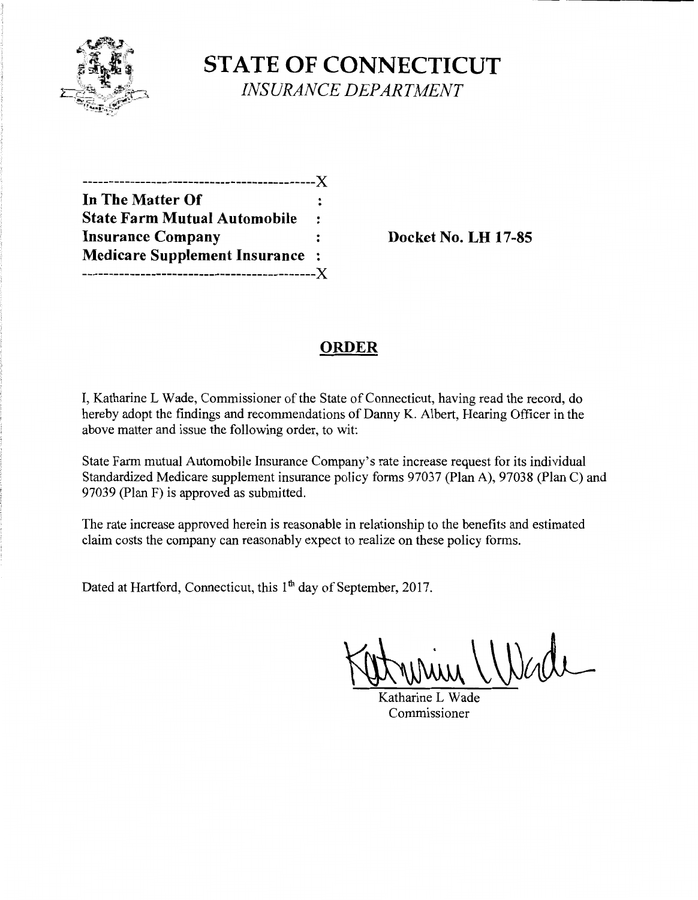# STATE OF CONNECTICUT

*INSURANCE DEPARTMENT*

-------------------------------------------X

**In The Matter Of** :
**State Farm Mutual Automobile** :
**Insurance Company** :
**Medicare Supplement Insurance** :

-------------------------------------------X

**Docket No. LH 17-85**

## ORDER

I, Katharine L Wade, Commissioner of the State of Connecticut, having read the record, do hereby adopt the findings and recommendations of Danny K. Albert, Hearing Officer in the above matter and issue the following order, to wit:

State Farm mutual Automobile Insurance Company's rate increase request for its individual Standardized Medicare supplement insurance policy forms 97037 (Plan A), 97038 (Plan C) and 97039 (Plan F) is approved as submitted.

The rate increase approved herein is reasonable in relationship to the benefits and estimated claim costs the company can reasonably expect to realize on these policy forms.

Dated at Hartford, Connecticut, this 1th day of September, 2017.

Katharine L Wade
Commissioner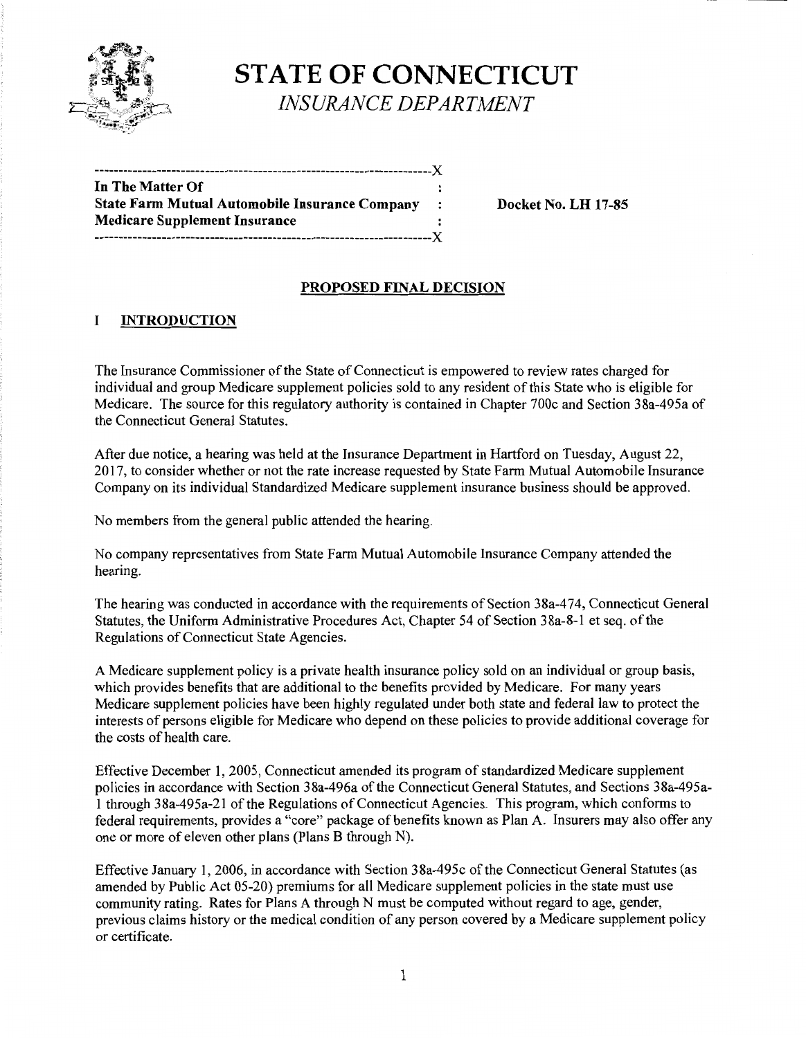# STATE OF CONNECTICUT

*INSURANCE DEPARTMENT*

---

**In The Matter Of**
**State Farm Mutual Automobile Insurance Company**
**Medicare Supplement Insurance**

**Docket No. LH 17-85**

---

## PROPOSED FINAL DECISION

## I INTRODUCTION

The Insurance Commissioner of the State of Connecticut is empowered to review rates charged for individual and group Medicare supplement policies sold to any resident of this State who is eligible for Medicare. The source for this regulatory authority is contained in Chapter 700c and Section 38a-495a of the Connecticut General Statutes.

After due notice, a hearing was held at the Insurance Department in Hartford on Tuesday, August 22, 2017, to consider whether or not the rate increase requested by State Farm Mutual Automobile Insurance Company on its individual Standardized Medicare supplement insurance business should be approved.

No members from the general public attended the hearing.

No company representatives from State Farm Mutual Automobile Insurance Company attended the hearing.

The hearing was conducted in accordance with the requirements of Section 38a-474, Connecticut General Statutes, the Uniform Administrative Procedures Act, Chapter 54 of Section 38a-8-1 et seq. of the Regulations of Connecticut State Agencies.

A Medicare supplement policy is a private health insurance policy sold on an individual or group basis, which provides benefits that are additional to the benefits provided by Medicare. For many years Medicare supplement policies have been highly regulated under both state and federal law to protect the interests of persons eligible for Medicare who depend on these policies to provide additional coverage for the costs of health care.

Effective December 1, 2005, Connecticut amended its program of standardized Medicare supplement policies in accordance with Section 38a-496a of the Connecticut General Statutes, and Sections 38a-495a-1 through 38a-495a-21 of the Regulations of Connecticut Agencies. This program, which conforms to federal requirements, provides a "core" package of benefits known as Plan A. Insurers may also offer any one or more of eleven other plans (Plans B through N).

Effective January 1, 2006, in accordance with Section 38a-495c of the Connecticut General Statutes (as amended by Public Act 05-20) premiums for all Medicare supplement policies in the state must use community rating. Rates for Plans A through N must be computed without regard to age, gender, previous claims history or the medical condition of any person covered by a Medicare supplement policy or certificate.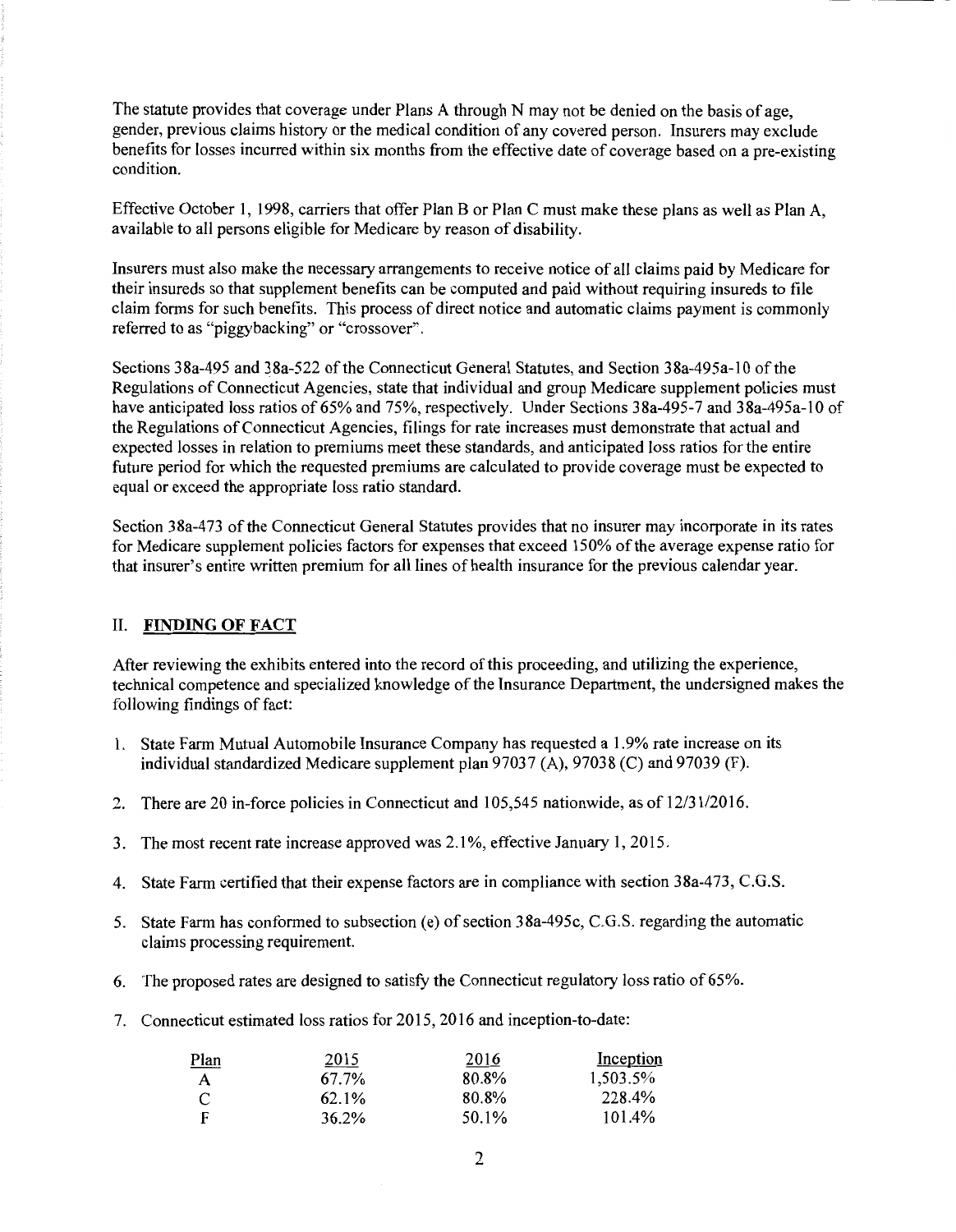The statute provides that coverage under Plans A through N may not be denied on the basis of age, gender, previous claims history or the medical condition of any covered person. Insurers may exclude benefits for losses incurred within six months from the effective date of coverage based on a pre-existing condition.

Effective October 1, 1998, carriers that offer Plan B or Plan C must make these plans as well as Plan A, available to all persons eligible for Medicare by reason of disability.

Insurers must also make the necessary arrangements to receive notice of all claims paid by Medicare for their insureds so that supplement benefits can be computed and paid without requiring insureds to file claim forms for such benefits. This process of direct notice and automatic claims payment is commonly referred to as "piggybacking" or "crossover".

Sections 38a-495 and 38a-522 of the Connecticut General Statutes, and Section 38a-495a-10 of the Regulations of Connecticut Agencies, state that individual and group Medicare supplement policies must have anticipated loss ratios of 65% and 75%, respectively. Under Sections 38a-495-7 and 38a-495a-10 of the Regulations of Connecticut Agencies, filings for rate increases must demonstrate that actual and expected losses in relation to premiums meet these standards, and anticipated loss ratios for the entire future period for which the requested premiums are calculated to provide coverage must be expected to equal or exceed the appropriate loss ratio standard.

Section 38a-473 of the Connecticut General Statutes provides that no insurer may incorporate in its rates for Medicare supplement policies factors for expenses that exceed 150% of the average expense ratio for that insurer's entire written premium for all lines of health insurance for the previous calendar year.

## II. **FINDING OF FACT**

After reviewing the exhibits entered into the record of this proceeding, and utilizing the experience, technical competence and specialized knowledge of the Insurance Department, the undersigned makes the following findings of fact:

1. State Farm Mutual Automobile Insurance Company has requested a 1.9% rate increase on its individual standardized Medicare supplement plan 97037 (A), 97038 (C) and 97039 (F).

2. There are 20 in-force policies in Connecticut and 105,545 nationwide, as of 12/31/2016.

3. The most recent rate increase approved was 2.1%, effective January 1, 2015.

4. State Farm certified that their expense factors are in compliance with section 38a-473, C.G.S.

5. State Farm has conformed to subsection (e) of section 38a-495c, C.G.S. regarding the automatic claims processing requirement.

6. The proposed rates are designed to satisfy the Connecticut regulatory loss ratio of 65%.

7. Connecticut estimated loss ratios for 2015, 2016 and inception-to-date:

| Plan | 2015 | 2016 | Inception |
|---|---|---|---|
| A | 67.7% | 80.8% | 1,503.5% |
| C | 62.1% | 80.8% | 228.4% |
| F | 36.2% | 50.1% | 101.4% |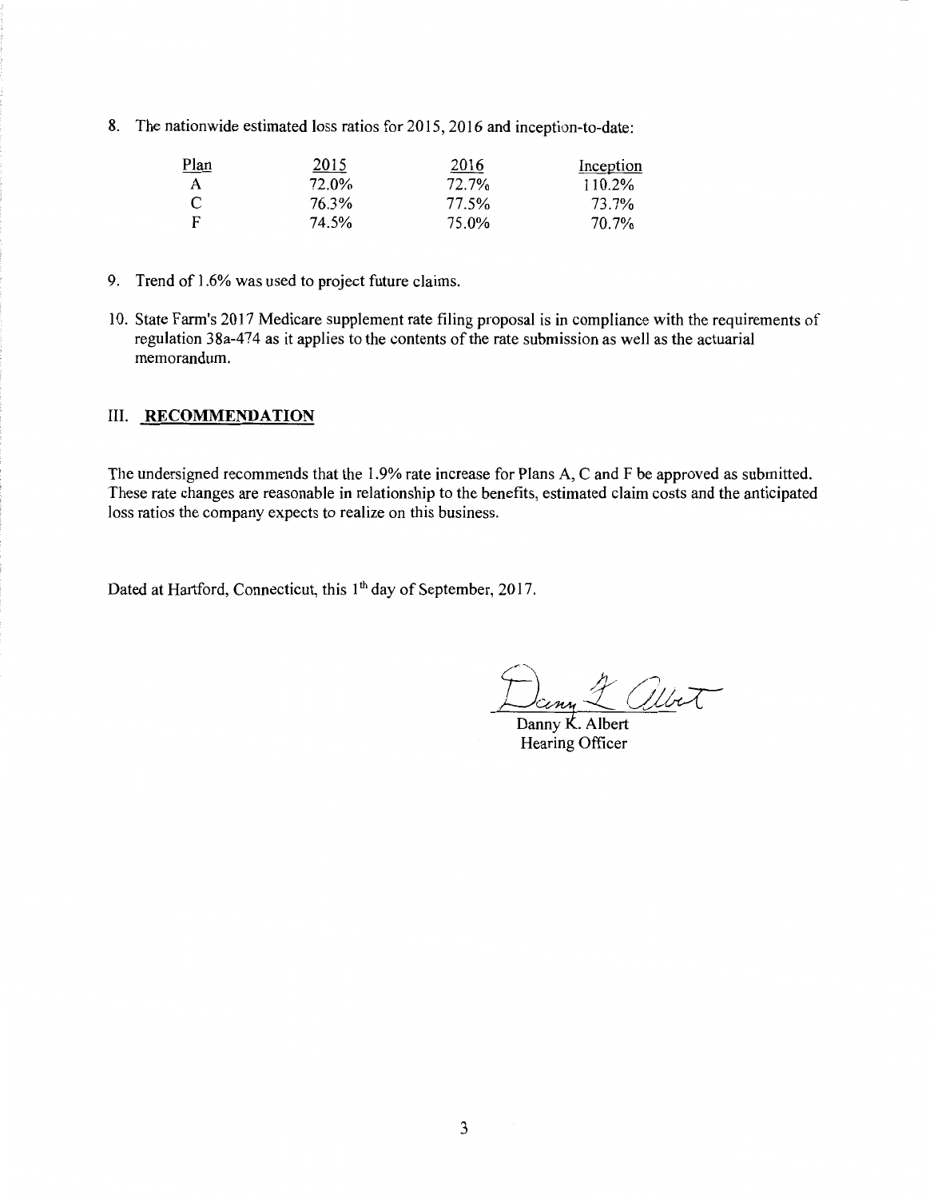8. The nationwide estimated loss ratios for 2015, 2016 and inception-to-date:

| Plan | 2015 | 2016 | Inception |
|---|---|---|---|
| A | 72.0% | 72.7% | 110.2% |
| C | 76.3% | 77.5% | 73.7% |
| F | 74.5% | 75.0% | 70.7% |

9. Trend of 1.6% was used to project future claims.

10. State Farm's 2017 Medicare supplement rate filing proposal is in compliance with the requirements of regulation 38a-474 as it applies to the contents of the rate submission as well as the actuarial memorandum.

## III. RECOMMENDATION

The undersigned recommends that the 1.9% rate increase for Plans A, C and F be approved as submitted. These rate changes are reasonable in relationship to the benefits, estimated claim costs and the anticipated loss ratios the company expects to realize on this business.

Dated at Hartford, Connecticut, this 1th day of September, 2017.

Danny K. Albert
Hearing Officer